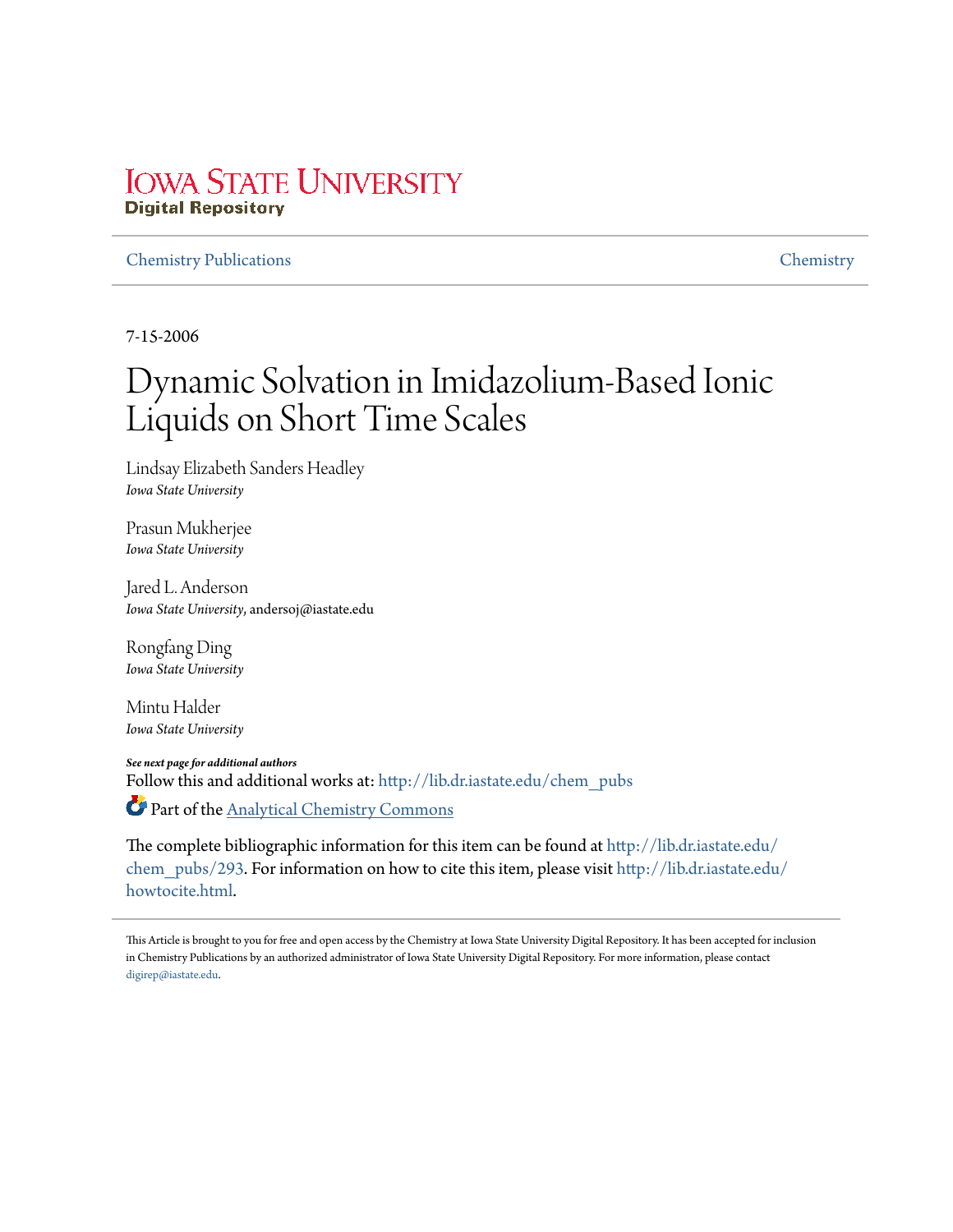Iowa State University Digital Repository

Chemistry Publications | Chemistry

7-15-2006

# Dynamic Solvation in Imidazolium-Based Ionic Liquids on Short Time Scales

Lindsay Elizabeth Sanders Headley
*Iowa State University*

Prasun Mukherjee
*Iowa State University*

Jared L. Anderson
*Iowa State University*, andersoj@iastate.edu

Rongfang Ding
*Iowa State University*

Mintu Halder
*Iowa State University*

***See next page for additional authors***

Follow this and additional works at: http://lib.dr.iastate.edu/chem_pubs

Part of the Analytical Chemistry Commons

The complete bibliographic information for this item can be found at http://lib.dr.iastate.edu/chem_pubs/293. For information on how to cite this item, please visit http://lib.dr.iastate.edu/howtocite.html.

This Article is brought to you for free and open access by the Chemistry at Iowa State University Digital Repository. It has been accepted for inclusion in Chemistry Publications by an authorized administrator of Iowa State University Digital Repository. For more information, please contact digirep@iastate.edu.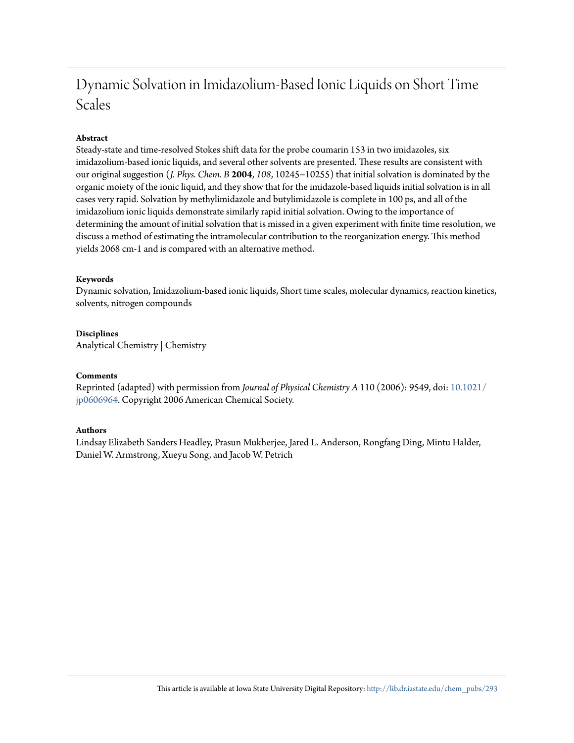# Dynamic Solvation in Imidazolium-Based Ionic Liquids on Short Time Scales

**Abstract**

Steady-state and time-resolved Stokes shift data for the probe coumarin 153 in two imidazoles, six imidazolium-based ionic liquids, and several other solvents are presented. These results are consistent with our original suggestion (*J. Phys. Chem. B* **2004**, *108*, 10245–10255) that initial solvation is dominated by the organic moiety of the ionic liquid, and they show that for the imidazole-based liquids initial solvation is in all cases very rapid. Solvation by methylimidazole and butylimidazole is complete in 100 ps, and all of the imidazolium ionic liquids demonstrate similarly rapid initial solvation. Owing to the importance of determining the amount of initial solvation that is missed in a given experiment with finite time resolution, we discuss a method of estimating the intramolecular contribution to the reorganization energy. This method yields 2068 cm-1 and is compared with an alternative method.

**Keywords**

Dynamic solvation, Imidazolium-based ionic liquids, Short time scales, molecular dynamics, reaction kinetics, solvents, nitrogen compounds

**Disciplines**

Analytical Chemistry | Chemistry

**Comments**

Reprinted (adapted) with permission from *Journal of Physical Chemistry A* 110 (2006): 9549, doi: 10.1021/jp0606964. Copyright 2006 American Chemical Society.

**Authors**

Lindsay Elizabeth Sanders Headley, Prasun Mukherjee, Jared L. Anderson, Rongfang Ding, Mintu Halder, Daniel W. Armstrong, Xueyu Song, and Jacob W. Petrich

This article is available at Iowa State University Digital Repository: http://lib.dr.iastate.edu/chem_pubs/293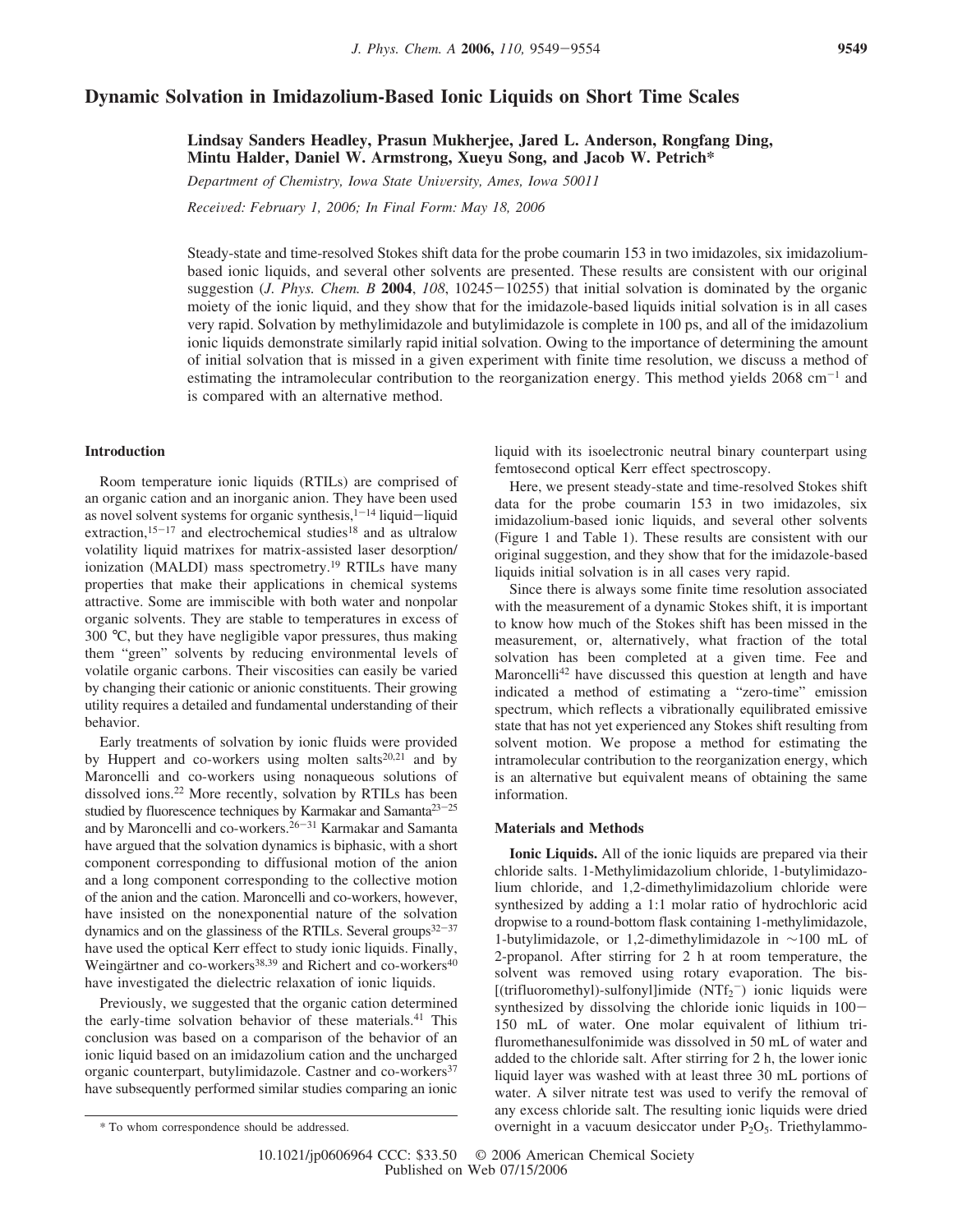# Dynamic Solvation in Imidazolium-Based Ionic Liquids on Short Time Scales

**Lindsay Sanders Headley, Prasun Mukherjee, Jared L. Anderson, Rongfang Ding, Mintu Halder, Daniel W. Armstrong, Xueyu Song, and Jacob W. Petrich***

*Department of Chemistry, Iowa State University, Ames, Iowa 50011*

*Received: February 1, 2006; In Final Form: May 18, 2006*

Steady-state and time-resolved Stokes shift data for the probe coumarin 153 in two imidazoles, six imidazolium-based ionic liquids, and several other solvents are presented. These results are consistent with our original suggestion (*J. Phys. Chem. B* **2004**, *108*, 10245−10255) that initial solvation is dominated by the organic moiety of the ionic liquid, and they show that for the imidazole-based liquids initial solvation is in all cases very rapid. Solvation by methylimidazole and butylimidazole is complete in 100 ps, and all of the imidazolium ionic liquids demonstrate similarly rapid initial solvation. Owing to the importance of determining the amount of initial solvation that is missed in a given experiment with finite time resolution, we discuss a method of estimating the intramolecular contribution to the reorganization energy. This method yields 2068 $cm^{-1}$ and is compared with an alternative method.

## Introduction

Room temperature ionic liquids (RTILs) are comprised of an organic cation and an inorganic anion. They have been used as novel solvent systems for organic synthesis,[1−14] liquid−liquid extraction,[15−17] and electrochemical studies[18] and as ultralow volatility liquid matrixes for matrix-assisted laser desorption/ionization (MALDI) mass spectrometry.[19] RTILs have many properties that make their applications in chemical systems attractive. Some are immiscible with both water and nonpolar organic solvents. They are stable to temperatures in excess of 300 °C, but they have negligible vapor pressures, thus making them "green" solvents by reducing environmental levels of volatile organic carbons. Their viscosities can easily be varied by changing their cationic or anionic constituents. Their growing utility requires a detailed and fundamental understanding of their behavior.

Early treatments of solvation by ionic fluids were provided by Huppert and co-workers using molten salts[20,21] and by Maroncelli and co-workers using nonaqueous solutions of dissolved ions.[22] More recently, solvation by RTILs has been studied by fluorescence techniques by Karmakar and Samanta[23−25] and by Maroncelli and co-workers.[26−31] Karmakar and Samanta have argued that the solvation dynamics is biphasic, with a short component corresponding to diffusional motion of the anion and a long component corresponding to the collective motion of the anion and the cation. Maroncelli and co-workers, however, have insisted on the nonexponential nature of the solvation dynamics and on the glassiness of the RTILs. Several groups[32−37] have used the optical Kerr effect to study ionic liquids. Finally, Weingärtner and co-workers[38,39] and Richert and co-workers[40] have investigated the dielectric relaxation of ionic liquids.

Previously, we suggested that the organic cation determined the early-time solvation behavior of these materials.[41] This conclusion was based on a comparison of the behavior of an ionic liquid based on an imidazolium cation and the uncharged organic counterpart, butylimidazole. Castner and co-workers[37] have subsequently performed similar studies comparing an ionic liquid with its isoelectronic neutral binary counterpart using femtosecond optical Kerr effect spectroscopy.

Here, we present steady-state and time-resolved Stokes shift data for the probe coumarin 153 in two imidazoles, six imidazolium-based ionic liquids, and several other solvents (Figure 1 and Table 1). These results are consistent with our original suggestion, and they show that for the imidazole-based liquids initial solvation is in all cases very rapid.

Since there is always some finite time resolution associated with the measurement of a dynamic Stokes shift, it is important to know how much of the Stokes shift has been missed in the measurement, or, alternatively, what fraction of the total solvation has been completed at a given time. Fee and Maroncelli[42] have discussed this question at length and have indicated a method of estimating a "zero-time" emission spectrum, which reflects a vibrationally equilibrated emissive state that has not yet experienced any Stokes shift resulting from solvent motion. We propose a method for estimating the intramolecular contribution to the reorganization energy, which is an alternative but equivalent means of obtaining the same information.

## Materials and Methods

**Ionic Liquids.** All of the ionic liquids are prepared via their chloride salts. 1-Methylimidazolium chloride, 1-butylimidazolium chloride, and 1,2-dimethylimidazolium chloride were synthesized by adding a 1:1 molar ratio of hydrochloric acid dropwise to a round-bottom flask containing 1-methylimidazole, 1-butylimidazole, or 1,2-dimethylimidazole in ~100 mL of 2-propanol. After stirring for 2 h at room temperature, the solvent was removed using rotary evaporation. The bis-[(trifluoromethyl)-sulfonyl]imide ($NTf_2^-$) ionic liquids were synthesized by dissolving the chloride ionic liquids in 100−150 mL of water. One molar equivalent of lithium trifluromethanesulfonimide was dissolved in 50 mL of water and added to the chloride salt. After stirring for 2 h, the lower ionic liquid layer was washed with at least three 30 mL portions of water. A silver nitrate test was used to verify the removal of any excess chloride salt. The resulting ionic liquids were dried overnight in a vacuum desiccator under $P_2O_5$. Triethylammo-

\* To whom correspondence should be addressed.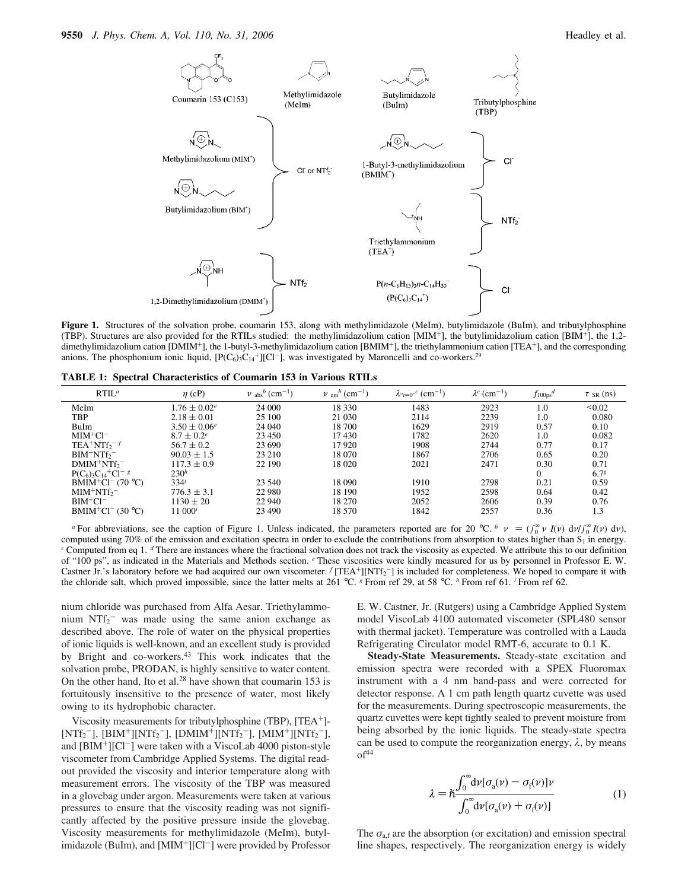**Figure 1.** Structures of the solvation probe, coumarin 153, along with methylimidazole (MeIm), butylimidazole (BuIm), and tributylphosphine (TBP). Structures are also provided for the RTILs studied: the methylimidazolium cation [MIM$^+$], the butylimidazolium cation [BIM$^+$], the 1,2-dimethylimidazolium cation [DMIM$^+$], the 1-butyl-3-methylimidazolium cation [BMIM$^+$], the triethylammonium cation [TEA$^+$], and the corresponding anions. The phosphonium ionic liquid, [P(C$_6$)$_3$C$_{14}$$^+$][Cl$^-$], was investigated by Maroncelli and co-workers.[29]

**TABLE 1: Spectral Characteristics of Coumarin 153 in Various RTILs**

| RTIL[a] | $\eta$ (cP) | $\nu_{abs}$[b] (cm$^{-1}$) | $\nu_{em}$[b] (cm$^{-1}$) | $\lambda_{``t=0"}$[c] (cm$^{-1}$) | $\lambda$[c] (cm$^{-1}$) | $f_{100ps}$[d] | $\tau_{SR}$ (ns) |
|---|---|---|---|---|---|---|---|
| MeIm | 1.76 ± 0.02[e] | 24 000 | 18 330 | 1483 | 2923 | 1.0 | <0.02 |
| TBP | 2.18 ± 0.01 | 25 100 | 21 030 | 2114 | 2239 | 1.0 | 0.080 |
| BuIm | 3.50 ± 0.06[e] | 24 040 | 18 700 | 1629 | 2919 | 0.57 | 0.10 |
| MIM$^+$Cl$^-$ | 8.7 ± 0.2[e] | 23 450 | 17 430 | 1782 | 2620 | 1.0 | 0.082 |
| TEA$^+$NTf$_2$$^-$ [f] | 56.7 ± 0.2 | 23 690 | 17 920 | 1908 | 2744 | 0.77 | 0.17 |
| BIM$^+$NTf$_2$$^-$ | 90.03 ± 1.5 | 23 210 | 18 070 | 1867 | 2706 | 0.65 | 0.20 |
| DMIM$^+$NTf$_2$$^-$ | 117.3 ± 0.9 | 22 190 | 18 020 | 2021 | 2471 | 0.30 | 0.71 |
| P(C$_6$)$_3$C$_{14}$$^+$Cl$^-$ [g] | 230[h] | | | | | 0 | 6.7[g] |
| BMIM$^+$Cl$^-$ (70 °C) | 334[i] | 23 540 | 18 090 | 1910 | 2798 | 0.21 | 0.59 |
| MIM$^+$NTf$_2$$^-$ | 776.3 ± 3.1 | 22 980 | 18 190 | 1952 | 2598 | 0.64 | 0.42 |
| BIM$^+$Cl$^-$ | 1130 ± 20 | 22 940 | 18 270 | 2052 | 2606 | 0.39 | 0.76 |
| BMIM$^+$Cl$^-$ (30 °C) | 11 000[i] | 23 490 | 18 570 | 1842 | 2557 | 0.36 | 1.3 |

[a] For abbreviations, see the caption of Figure 1. Unless indicated, the parameters reported are for 20 °C. [b] $\nu = (\int_0^\infty \nu\, I(\nu)\, d\nu / \int_0^\infty I(\nu)\, d\nu)$, computed using 70% of the emission and excitation spectra in order to exclude the contributions from absorption to states higher than S$_1$ in energy. [c] Computed from eq 1. [d] There are instances where the fractional solvation does not track the viscosity as expected. We attribute this to our definition of "100 ps", as indicated in the Materials and Methods section. [e] These viscosities were kindly measured for us by personnel in Professor E. W. Castner Jr.'s laboratory before we had acquired our own viscometer. [f] [TEA$^+$][NTf$_2$$^-$] is included for completeness. We hoped to compare it with the chloride salt, which proved impossible, since the latter melts at 261 °C. [g] From ref 29, at 58 °C. [h] From ref 61. [i] From ref 62.

nium chloride was purchased from Alfa Aesar. Triethylammonium NTf$_2$$^-$ was made using the same anion exchange as described above. The role of water on the physical properties of ionic liquids is well-known, and an excellent study is provided by Bright and co-workers.[43] This work indicates that the solvation probe, PRODAN, is highly sensitive to water content. On the other hand, Ito et al.[28] have shown that coumarin 153 is fortuitously insensitive to the presence of water, most likely owing to its hydrophobic character.

Viscosity measurements for tributylphosphine (TBP), [TEA$^+$][NTf$_2$$^-$], [BIM$^+$][NTf$_2$$^-$], [DMIM$^+$][NTf$_2$$^-$], [MIM$^+$][NTf$_2$$^-$], and [BIM$^+$][Cl$^-$] were taken with a ViscoLab 4000 piston-style viscometer from Cambridge Applied Systems. The digital readout provided the viscosity and interior temperature along with measurement errors. The viscosity of the TBP was measured in a glovebag under argon. Measurements were taken at various pressures to ensure that the viscosity reading was not significantly affected by the positive pressure inside the glovebag. Viscosity measurements for methylimidazole (MeIm), butylimidazole (BuIm), and [MIM$^+$][Cl$^-$] were provided by Professor E. W. Castner, Jr. (Rutgers) using a Cambridge Applied System model ViscoLab 4100 automated viscometer (SPL480 sensor with thermal jacket). Temperature was controlled with a Lauda Refrigerating Circulator model RMT-6, accurate to 0.1 K.

**Steady-State Measurements.** Steady-state excitation and emission spectra were recorded with a SPEX Fluoromax instrument with a 4 nm band-pass and were corrected for detector response. A 1 cm path length quartz cuvette was used for the measurements. During spectroscopic measurements, the quartz cuvettes were kept tightly sealed to prevent moisture from being absorbed by the ionic liquids. The steady-state spectra can be used to compute the reorganization energy, $\lambda$, by means of[44]

$$\lambda = \hbar \frac{\int_0^\infty d\nu [\sigma_a(\nu) - \sigma_f(\nu)]\nu}{\int_0^\infty d\nu [\sigma_a(\nu) + \sigma_f(\nu)]} \tag{1}$$

The $\sigma_{a,f}$ are the absorption (or excitation) and emission spectral line shapes, respectively. The reorganization energy is widely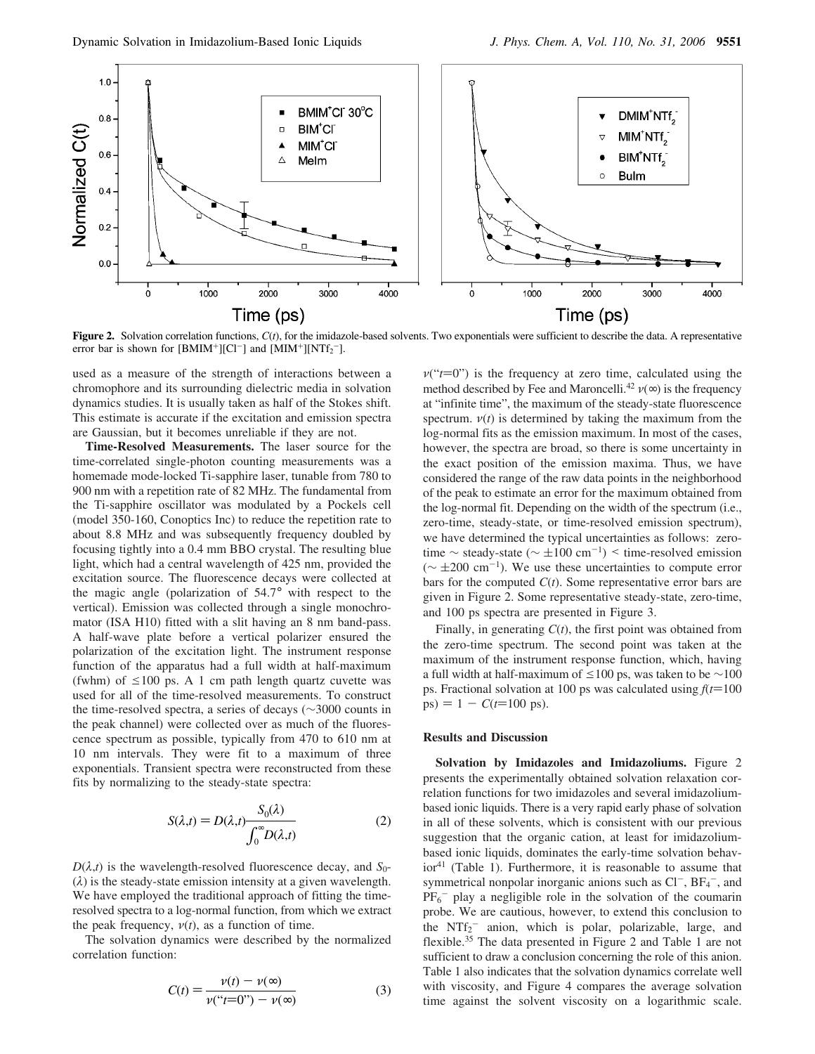**Figure 2.** Solvation correlation functions, $C(t)$, for the imidazole-based solvents. Two exponentials were sufficient to describe the data. A representative error bar is shown for $[BMIM^+][Cl^-]$ and $[MIM^+][NTf_2^-]$.

used as a measure of the strength of interactions between a chromophore and its surrounding dielectric media in solvation dynamics studies. It is usually taken as half of the Stokes shift. This estimate is accurate if the excitation and emission spectra are Gaussian, but it becomes unreliable if they are not.

**Time-Resolved Measurements.** The laser source for the time-correlated single-photon counting measurements was a homemade mode-locked Ti-sapphire laser, tunable from 780 to 900 nm with a repetition rate of 82 MHz. The fundamental from the Ti-sapphire oscillator was modulated by a Pockels cell (model 350-160, Conoptics Inc) to reduce the repetition rate to about 8.8 MHz and was subsequently frequency doubled by focusing tightly into a 0.4 mm BBO crystal. The resulting blue light, which had a central wavelength of 425 nm, provided the excitation source. The fluorescence decays were collected at the magic angle (polarization of 54.7° with respect to the vertical). Emission was collected through a single monochromator (ISA H10) fitted with a slit having an 8 nm band-pass. A half-wave plate before a vertical polarizer ensured the polarization of the excitation light. The instrument response function of the apparatus had a full width at half-maximum (fwhm) of ≤100 ps. A 1 cm path length quartz cuvette was used for all of the time-resolved measurements. To construct the time-resolved spectra, a series of decays (~3000 counts in the peak channel) were collected over as much of the fluorescence spectrum as possible, typically from 470 to 610 nm at 10 nm intervals. They were fit to a maximum of three exponentials. Transient spectra were reconstructed from these fits by normalizing to the steady-state spectra:

$$S(\lambda,t) = D(\lambda,t)\frac{S_0(\lambda)}{\int_0^{\infty} D(\lambda,t)} \qquad (2)$$

$D(\lambda,t)$ is the wavelength-resolved fluorescence decay, and $S_0(\lambda)$ is the steady-state emission intensity at a given wavelength. We have employed the traditional approach of fitting the time-resolved spectra to a log-normal function, from which we extract the peak frequency, $\nu(t)$, as a function of time.

The solvation dynamics were described by the normalized correlation function:

$$C(t) = \frac{\nu(t) - \nu(\infty)}{\nu(\text{“}t\text{=0”}) - \nu(\infty)} \qquad (3)$$

$\nu(\text{“}t\text{=0”})$ is the frequency at zero time, calculated using the method described by Fee and Maroncelli.[42] $\nu(\infty)$ is the frequency at "infinite time", the maximum of the steady-state fluorescence spectrum. $\nu(t)$ is determined by taking the maximum from the log-normal fits as the emission maximum. In most of the cases, however, the spectra are broad, so there is some uncertainty in the exact position of the emission maxima. Thus, we have considered the range of the raw data points in the neighborhood of the peak to estimate an error for the maximum obtained from the log-normal fit. Depending on the width of the spectrum (i.e., zero-time, steady-state, or time-resolved emission spectrum), we have determined the typical uncertainties as follows: zero-time ~ steady-state (~ ±100 cm$^{-1}$) < time-resolved emission (~ ±200 cm$^{-1}$). We use these uncertainties to compute error bars for the computed $C(t)$. Some representative error bars are given in Figure 2. Some representative steady-state, zero-time, and 100 ps spectra are presented in Figure 3.

Finally, in generating $C(t)$, the first point was obtained from the zero-time spectrum. The second point was taken at the maximum of the instrument response function, which, having a full width at half-maximum of ≤100 ps, was taken to be ~100 ps. Fractional solvation at 100 ps was calculated using $f(t\text{=}100 \text{ ps}) = 1 - C(t\text{=}100 \text{ ps})$.

## Results and Discussion

**Solvation by Imidazoles and Imidazoliums.** Figure 2 presents the experimentally obtained solvation relaxation correlation functions for two imidazoles and several imidazolium-based ionic liquids. There is a very rapid early phase of solvation in all of these solvents, which is consistent with our previous suggestion that the organic cation, at least for imidazolium-based ionic liquids, dominates the early-time solvation behavior[41] (Table 1). Furthermore, it is reasonable to assume that symmetrical nonpolar inorganic anions such as $Cl^-$, $BF_4^-$, and $PF_6^-$ play a negligible role in the solvation of the coumarin probe. We are cautious, however, to extend this conclusion to the $NTf_2^-$ anion, which is polar, polarizable, large, and flexible.[35] The data presented in Figure 2 and Table 1 are not sufficient to draw a conclusion concerning the role of this anion. Table 1 also indicates that the solvation dynamics correlate well with viscosity, and Figure 4 compares the average solvation time against the solvent viscosity on a logarithmic scale.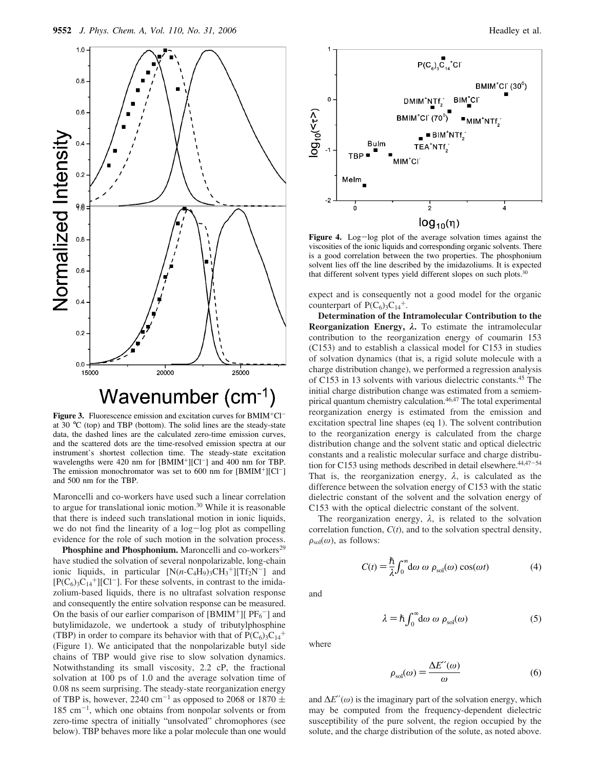**Figure 3.** Fluorescence emission and excitation curves for $BMIM^+Cl^-$ at 30 °C (top) and TBP (bottom). The solid lines are the steady-state data, the dashed lines are the calculated zero-time emission curves, and the scattered dots are the time-resolved emission spectra at our instrument's shortest collection time. The steady-state excitation wavelengths were 420 nm for $[BMIM^+][Cl^-]$ and 400 nm for TBP. The emission monochromator was set to 600 nm for $[BMIM^+][Cl^-]$ and 500 nm for the TBP.

Maroncelli and co-workers have used such a linear correlation to argue for translational ionic motion.[30] While it is reasonable that there is indeed such translational motion in ionic liquids, we do not find the linearity of a log−log plot as compelling evidence for the role of such motion in the solvation process.

**Phosphine and Phosphonium.** Maroncelli and co-workers[29] have studied the solvation of several nonpolarizable, long-chain ionic liquids, in particular $[N(n\text{-}C_4H_9)_3CH_3^+][Tf_2N^-]$ and $[P(C_6)_3C_{14}^+][Cl^-]$. For these solvents, in contrast to the imidazolium-based liquids, there is no ultrafast solvation response and consequently the entire solvation response can be measured. On the basis of our earlier comparison of $[BMIM^+][PF_6^-]$ and butylimidazole, we undertook a study of tributylphosphine (TBP) in order to compare its behavior with that of $P(C_6)_3C_{14}^+$ (Figure 1). We anticipated that the nonpolarizable butyl side chains of TBP would give rise to slow solvation dynamics. Notwithstanding its small viscosity, 2.2 cP, the fractional solvation at 100 ps of 1.0 and the average solvation time of 0.08 ns seem surprising. The steady-state reorganization energy of TBP is, however, 2240 cm$^{-1}$ as opposed to 2068 or 1870 ± 185 cm$^{-1}$, which one obtains from nonpolar solvents or from zero-time spectra of initially "unsolvated" chromophores (see below). TBP behaves more like a polar molecule than one would

**Figure 4.** Log−log plot of the average solvation times against the viscosities of the ionic liquids and corresponding organic solvents. There is a good correlation between the two properties. The phosphonium solvent lies off the line described by the imidazoliums. It is expected that different solvent types yield different slopes on such plots.[30]

expect and is consequently not a good model for the organic counterpart of $P(C_6)_3C_{14}^+$.

**Determination of the Intramolecular Contribution to the Reorganization Energy, $\lambda$.** To estimate the intramolecular contribution to the reorganization energy of coumarin 153 (C153) and to establish a classical model for C153 in studies of solvation dynamics (that is, a rigid solute molecule with a charge distribution change), we performed a regression analysis of C153 in 13 solvents with various dielectric constants.[45] The initial charge distribution change was estimated from a semiempirical quantum chemistry calculation.[46,47] The total experimental reorganization energy is estimated from the emission and excitation spectral line shapes (eq 1). The solvent contribution to the reorganization energy is calculated from the charge distribution change and the solvent static and optical dielectric constants and a realistic molecular surface and charge distribution for C153 using methods described in detail elsewhere.[44,47−54] That is, the reorganization energy, $\lambda$, is calculated as the difference between the solvation energy of C153 with the static dielectric constant of the solvent and the solvation energy of C153 with the optical dielectric constant of the solvent.

The reorganization energy, $\lambda$, is related to the solvation correlation function, $C(t)$, and to the solvation spectral density, $\rho_{sol}(\omega)$, as follows:

$$C(t) = \frac{\hbar}{\lambda}\int_0^\infty d\omega\ \omega\ \rho_{sol}(\omega)\cos(\omega t) \tag{4}$$

and

$$\lambda = \hbar\int_0^\infty d\omega\ \omega\ \rho_{sol}(\omega) \tag{5}$$

where

$$\rho_{sol}(\omega) = \frac{\Delta E''(\omega)}{\omega} \tag{6}$$

and $\Delta E''(\omega)$ is the imaginary part of the solvation energy, which may be computed from the frequency-dependent dielectric susceptibility of the pure solvent, the region occupied by the solute, and the charge distribution of the solute, as noted above.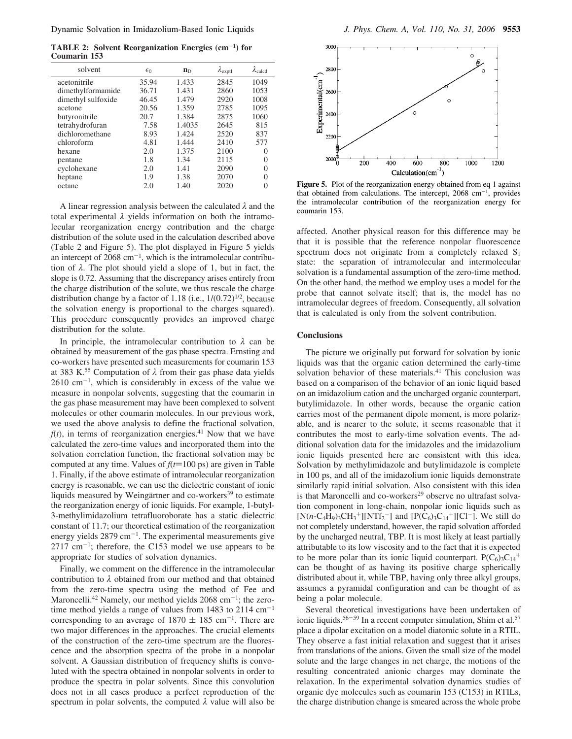**TABLE 2: Solvent Reorganization Energies (cm$^{-1}$) for Coumarin 153**

| solvent | $\epsilon_0$ | $n_D$ | $\lambda_{exptl}$ | $\lambda_{calcd}$ |
|---|---|---|---|---|
| acetonitrile | 35.94 | 1.433 | 2845 | 1049 |
| dimethylformamide | 36.71 | 1.431 | 2860 | 1053 |
| dimethyl sulfoxide | 46.45 | 1.479 | 2920 | 1008 |
| acetone | 20.56 | 1.359 | 2785 | 1095 |
| butyronitrile | 20.7 | 1.384 | 2875 | 1060 |
| tetrahydrofuran | 7.58 | 1.4035 | 2645 | 815 |
| dichloromethane | 8.93 | 1.424 | 2520 | 837 |
| chloroform | 4.81 | 1.444 | 2410 | 577 |
| hexane | 2.0 | 1.375 | 2100 | 0 |
| pentane | 1.8 | 1.34 | 2115 | 0 |
| cyclohexane | 2.0 | 1.41 | 2090 | 0 |
| heptane | 1.9 | 1.38 | 2070 | 0 |
| octane | 2.0 | 1.40 | 2020 | 0 |

A linear regression analysis between the calculated $\lambda$ and the total experimental $\lambda$ yields information on both the intramolecular reorganization energy contribution and the charge distribution of the solute used in the calculation described above (Table 2 and Figure 5). The plot displayed in Figure 5 yields an intercept of 2068 cm$^{-1}$, which is the intramolecular contribution of $\lambda$. The plot should yield a slope of 1, but in fact, the slope is 0.72. Assuming that the discrepancy arises entirely from the charge distribution of the solute, we thus rescale the charge distribution change by a factor of 1.18 (i.e., $1/(0.72)^{1/2}$, because the solvation energy is proportional to the charges squared). This procedure consequently provides an improved charge distribution for the solute.

In principle, the intramolecular contribution to $\lambda$ can be obtained by measurement of the gas phase spectra. Ernsting and co-workers have presented such measurements for coumarin 153 at 383 K.[55] Computation of $\lambda$ from their gas phase data yields 2610 cm$^{-1}$, which is considerably in excess of the value we measure in nonpolar solvents, suggesting that the coumarin in the gas phase measurement may have been complexed to solvent molecules or other coumarin molecules. In our previous work, we used the above analysis to define the fractional solvation, $f(t)$, in terms of reorganization energies.[41] Now that we have calculated the zero-time values and incorporated them into the solvation correlation function, the fractional solvation may be computed at any time. Values of $f(t{=}100\text{ ps})$ are given in Table 1. Finally, if the above estimate of intramolecular reorganization energy is reasonable, we can use the dielectric constant of ionic liquids measured by Weingärtner and co-workers[39] to estimate the reorganization energy of ionic liquids. For example, 1-butyl-3-methylimidazolium tetrafluoroborate has a static dielectric constant of 11.7; our theoretical estimation of the reorganization energy yields 2879 cm$^{-1}$. The experimental measurements give 2717 cm$^{-1}$; therefore, the C153 model we use appears to be appropriate for studies of solvation dynamics.

Finally, we comment on the difference in the intramolecular contribution to $\lambda$ obtained from our method and that obtained from the zero-time spectra using the method of Fee and Maroncelli.[42] Namely, our method yields 2068 cm$^{-1}$; the zero-time method yields a range of values from 1483 to 2114 cm$^{-1}$ corresponding to an average of 1870 $\pm$ 185 cm$^{-1}$. There are two major differences in the approaches. The crucial elements of the construction of the zero-time spectrum are the fluorescence and the absorption spectra of the probe in a nonpolar solvent. A Gaussian distribution of frequency shifts is convoluted with the spectra obtained in nonpolar solvents in order to produce the spectra in polar solvents. Since this convolution does not in all cases produce a perfect reproduction of the spectrum in polar solvents, the computed $\lambda$ value will also be affected. Another physical reason for this difference may be that it is possible that the reference nonpolar fluorescence spectrum does not originate from a completely relaxed $S_1$ state: the separation of intramolecular and intermolecular solvation is a fundamental assumption of the zero-time method. On the other hand, the method we employ uses a model for the probe that cannot solvate itself; that is, the model has no intramolecular degrees of freedom. Consequently, all solvation that is calculated is only from the solvent contribution.

**Figure 5.** Plot of the reorganization energy obtained from eq 1 against that obtained from calculations. The intercept, 2068 cm$^{-1}$, provides the intramolecular contribution of the reorganization energy for coumarin 153.

## Conclusions

The picture we originally put forward for solvation by ionic liquids was that the organic cation determined the early-time solvation behavior of these materials.[41] This conclusion was based on a comparison of the behavior of an ionic liquid based on an imidazolium cation and the uncharged organic counterpart, butylimidazole. In other words, because the organic cation carries most of the permanent dipole moment, is more polarizable, and is nearer to the solute, it seems reasonable that it contributes the most to early-time solvation events. The additional solvation data for the imidazoles and the imidazolium ionic liquids presented here are consistent with this idea. Solvation by methylimidazole and butylimidazole is complete in 100 ps, and all of the imidazolium ionic liquids demonstrate similarly rapid initial solvation. Also consistent with this idea is that Maroncelli and co-workers[29] observe no ultrafast solvation component in long-chain, nonpolar ionic liquids such as $[N(n\text{-}C_4H_9)_3CH_3^+][NTf_2^-]$ and $[P(C_6)_3C_{14}^+][Cl^-]$. We still do not completely understand, however, the rapid solvation afforded by the uncharged neutral, TBP. It is most likely at least partially attributable to its low viscosity and to the fact that it is expected to be more polar than its ionic liquid counterpart. $P(C_6)_3C_{14}^+$ can be thought of as having its positive charge spherically distributed about it, while TBP, having only three alkyl groups, assumes a pyramidal configuration and can be thought of as being a polar molecule.

Several theoretical investigations have been undertaken of ionic liquids.[56-59] In a recent computer simulation, Shim et al.[57] place a dipolar excitation on a model diatomic solute in a RTIL. They observe a fast initial relaxation and suggest that it arises from translations of the anions. Given the small size of the model solute and the large changes in net charge, the motions of the resulting concentrated anionic charges may dominate the relaxation. In the experimental solvation dynamics studies of organic dye molecules such as coumarin 153 (C153) in RTILs, the charge distribution change is smeared across the whole probe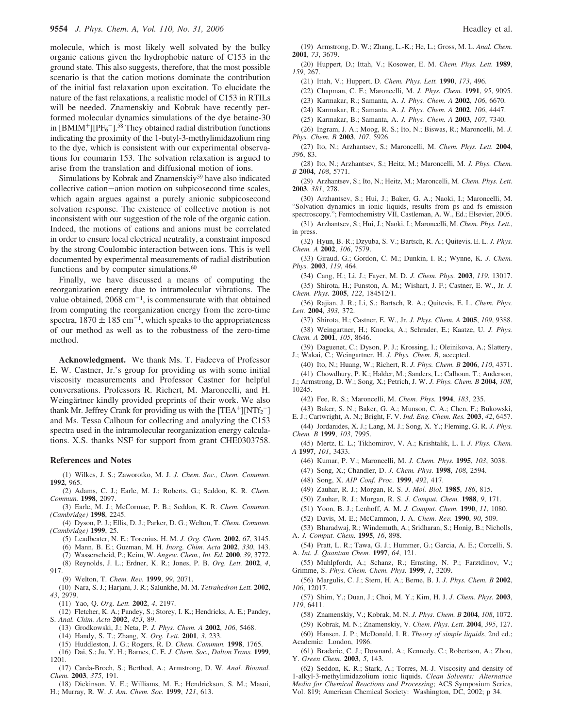molecule, which is most likely well solvated by the bulky organic cations given the hydrophobic nature of C153 in the ground state. This also suggests, therefore, that the most possible scenario is that the cation motions dominate the contribution of the initial fast relaxation upon excitation. To elucidate the nature of the fast relaxations, a realistic model of C153 in RTILs will be needed. Znamenskiy and Kobrak have recently performed molecular dynamics simulations of the dye betaine-30 in $[BMIM^+][PF_6^-]$.[58] They obtained radial distribution functions indicating the proximity of the 1-butyl-3-methylimidazolium ring to the dye, which is consistent with our experimental observations for coumarin 153. The solvation relaxation is argued to arise from the translation and diffusional motion of ions.

Simulations by Kobrak and Znamenskiy[59] have also indicated collective cation–anion motion on subpicosecond time scales, which again argues against a purely anionic subpicosecond solvation response. The existence of collective motion is not inconsistent with our suggestion of the role of the organic cation. Indeed, the motions of cations and anions must be correlated in order to ensure local electrical neutrality, a constraint imposed by the strong Coulombic interaction between ions. This is well documented by experimental measurements of radial distribution functions and by computer simulations.[60]

Finally, we have discussed a means of computing the reorganization energy due to intramolecular vibrations. The value obtained, 2068 $cm^{-1}$, is commensurate with that obtained from computing the reorganization energy from the zero-time spectra, $1870 \pm 185$ $cm^{-1}$, which speaks to the appropriateness of our method as well as to the robustness of the zero-time method.

**Acknowledgment.** We thank Ms. T. Fadeeva of Professor E. W. Castner, Jr.'s group for providing us with some initial viscosity measurements and Professor Castner for helpful conversations. Professors R. Richert, M. Maroncelli, and H. Weingärtner kindly provided preprints of their work. We also thank Mr. Jeffrey Crank for providing us with the $[TEA^+][NTf_2^-]$ and Ms. Tessa Calhoun for collecting and analyzing the C153 spectra used in the intramolecular reorganization energy calculations. X.S. thanks NSF for support from grant CHE0303758.

## References and Notes

(1) Wilkes, J. S.; Zaworotko, M. J. *J. Chem. Soc., Chem. Commun.* **1992**, 965.

(2) Adams, C. J.; Earle, M. J.; Roberts, G.; Seddon, K. R. *Chem. Commun.* **1998**, 2097.

(3) Earle, M. J.; McCormac, P. B.; Seddon, K. R. *Chem. Commun. (Cambridge)* **1998**, 2245.

(4) Dyson, P. J.; Ellis, D. J.; Parker, D. G.; Welton, T. *Chem. Commun. (Cambridge)* **1999**, 25.

(5) Leadbeater, N. E.; Torenius, H. M. *J. Org. Chem.* **2002**, *67*, 3145.

(6) Mann, B. E.; Guzman, M. H. *Inorg. Chim. Acta* **2002**, *330*, 143.

(7) Wasserscheid, P.; Keim, W. *Angew. Chem., Int. Ed.* **2000**, *39*, 3772.

(8) Reynolds, J. L.; Erdner, K. R.; Jones, P. B. *Org. Lett.* **2002**, *4*, 917.

(9) Welton, T. *Chem. Rev.* **1999**, *99*, 2071.

(10) Nara, S. J.; Harjani, J. R.; Salunkhe, M. M. *Tetrahedron Lett.* **2002**, *43*, 2979.

(11) Yao, Q. *Org. Lett.* **2002**, *4*, 2197.

(12) Fletcher, K. A.; Pandey, S.; Storey, I. K.; Hendricks, A. E.; Pandey, S. *Anal. Chim. Acta* **2002**, *453*, 89.

(13) Grodkowski, J.; Neta, P. *J. Phys. Chem. A* **2002**, *106*, 5468.

(14) Handy, S. T.; Zhang, X. *Org. Lett.* **2001**, *3*, 233.

(15) Huddleston, J. G.; Rogers, R. D. *Chem. Commun.* **1998**, 1765.

(16) Dai, S.; Ju, Y. H.; Barnes, C. E. *J. Chem. Soc., Dalton Trans.* **1999**, 1201.

(17) Carda-Broch, S.; Berthod, A.; Armstrong, D. W. *Anal. Bioanal. Chem.* **2003**, *375*, 191.

(18) Dickinson, V. E.; Williams, M. E.; Hendrickson, S. M.; Masui, H.; Murray, R. W. *J. Am. Chem. Soc.* **1999**, *121*, 613.

(19) Armstrong, D. W.; Zhang, L.-K.; He, L.; Gross, M. L. *Anal. Chem.* **2001**, *73*, 3679.

(20) Huppert, D.; Ittah, V.; Kosower, E. M. *Chem. Phys. Lett.* **1989**, *159*, 267.

(21) Ittah, V.; Huppert, D. *Chem. Phys. Lett.* **1990**, *173*, 496.

(22) Chapman, C. F.; Maroncelli, M. *J. Phys. Chem.* **1991**, *95*, 9095.

(23) Karmakar, R.; Samanta, A. *J. Phys. Chem. A* **2002**, *106*, 6670.

(24) Karmakar, R.; Samanta, A. *J. Phys. Chem. A* **2002**, *106*, 4447.

(25) Karmakar, B.; Samanta, A. *J. Phys. Chem. A* **2003**, *107*, 7340.

(26) Ingram, J. A.; Moog, R. S.; Ito, N.; Biswas, R.; Maroncelli, M. *J. Phys. Chem. B* **2003**, *107*, 5926.

(27) Ito, N.; Arzhantsev, S.; Maroncelli, M. *Chem. Phys. Lett.* **2004**, *396*, 83.

(28) Ito, N.; Arzhantsev, S.; Heitz, M.; Maroncelli, M. *J. Phys. Chem. B* **2004**, *108*, 5771.

(29) Arzhantsev, S.; Ito, N.; Heitz, M.; Maroncelli, M. *Chem. Phys. Lett.* **2003**, *381*, 278.

(30) Arzhantsev, S.; Hui, J.; Baker, G. A.; Naoki, I.; Maroncelli, M. "Solvation dynamics in ionic liquids, results from ps and fs emission spectroscopy."; Femtochemistry VII, Castleman, A. W., Ed.; Elsevier, 2005.

(31) Arzhantsev, S.; Hui, J.; Naoki, I.; Maroncelli, M. *Chem. Phys. Lett.*, in press.

(32) Hyun, B.-R.; Dzyuba, S. V.; Bartsch, R. A.; Quitevis, E. L. *J. Phys. Chem. A* **2002**, *106*, 7579.

(33) Giraud, G.; Gordon, C. M.; Dunkin, I. R.; Wynne, K. *J. Chem. Phys.* **2003**, *119*, 464.

(34) Cang, H.; Li, J.; Fayer, M. D. *J. Chem. Phys.* **2003**, *119*, 13017.

(35) Shirota, H.; Funston, A. M.; Wishart, J. F.; Castner, E. W., Jr. *J. Chem. Phys.* **2005**, *122*, 184512/1.

(36) Rajian, J. R.; Li, S.; Bartsch, R. A.; Quitevis, E. L. *Chem. Phys. Lett.* **2004**, *393*, 372.

(37) Shirota, H.; Castner, E. W., Jr. *J. Phys. Chem. A* **2005**, *109*, 9388.

(38) Weingartner, H.; Knocks, A.; Schrader, E.; Kaatze, U. *J. Phys. Chem. A* **2001**, *105*, 8646.

(39) Daguenet, C.; Dyson, P. J.; Krossing, I.; Oleinikova, A.; Slattery, J.; Wakai, C.; Weingartner, H. *J. Phys. Chem. B*, accepted.

(40) Ito, N.; Huang, W.; Richert, R. *J. Phys. Chem. B* **2006**, *110*, 4371.

(41) Chowdhury, P. K.; Halder, M.; Sanders, L.; Calhoun, T.; Anderson, J.; Armstrong, D. W.; Song, X.; Petrich, J. W. *J. Phys. Chem. B* **2004**, *108*, 10245.

(42) Fee, R. S.; Maroncelli, M. *Chem. Phys.* **1994**, *183*, 235.

(43) Baker, S. N.; Baker, G. A.; Munson, C. A.; Chen, F.; Bukowski, E. J.; Cartwright, A. N.; Bright, F. V. *Ind. Eng. Chem. Res.* **2003**, *42*, 6457.

(44) Jordanides, X. J.; Lang, M. J.; Song, X. Y.; Fleming, G. R. *J. Phys. Chem. B* **1999**, *103*, 7995.

(45) Mertz, E. L.; Tikhomirov, V. A.; Krishtalik, L. I. *J. Phys. Chem. A* **1997**, *101*, 3433.

(46) Kumar, P. V.; Maroncelli, M. *J. Chem. Phys.* **1995**, *103*, 3038.

(47) Song, X.; Chandler, D. *J. Chem. Phys.* **1998**, *108*, 2594.

(48) Song, X. *AIP Conf. Proc.* **1999**, *492*, 417.

(49) Zauhar, R. J.; Morgan, R. S. *J. Mol. Biol.* **1985**, *186*, 815.

(50) Zauhar, R. J.; Morgan, R. S. *J. Comput. Chem.* **1988**, *9*, 171.

(51) Yoon, B. J.; Lenhoff, A. M. *J. Comput. Chem.* **1990**, *11*, 1080.

(52) Davis, M. E.; McCammon, J. A. *Chem. Rev.* **1990**, *90*, 509.

(53) Bharadwaj, R.; Windemuth, A.; Sridharan, S.; Honig, B.; Nicholls, A. *J. Comput. Chem.* **1995**, *16*, 898.

(54) Pratt, L. R.; Tawa, G. J.; Hummer, G.; Garcia, A. E.; Corcelli, S. A. *Int. J. Quantum Chem.* **1997**, *64*, 121.

(55) Muhlpfordt, A.; Schanz, R.; Ernsting, N. P.; Farztdinov, V.; Grimme, S. *Phys. Chem. Chem. Phys.* **1999**, *1*, 3209.

(56) Margulis, C. J.; Stern, H. A.; Berne, B. J. *J. Phys. Chem. B* **2002**, *106*, 12017.

(57) Shim, Y.; Duan, J.; Choi, M. Y.; Kim, H. J. *J. Chem. Phys.* **2003**, *119*, 6411.

(58) Znamenskiy, V.; Kobrak, M. N. *J. Phys. Chem. B* **2004**, *108*, 1072.

(59) Kobrak, M. N.; Znamenskiy, V. *Chem. Phys. Lett.* **2004**, *395*, 127.

(60) Hansen, J. P.; McDonald, I. R. *Theory of simple liquids*, 2nd ed.; Academic: London, 1986.

(61) Bradaric, C. J.; Downard, A.; Kennedy, C.; Robertson, A.; Zhou, Y. *Green Chem.* **2003**, *5*, 143.

(62) Seddon, K. R.; Stark, A.; Torres, M.-J. Viscosity and density of 1-alkyl-3-methylimidazolium ionic liquids. *Clean Solvents: Alternative Media for Chemical Reactions and Processing*; ACS Symposium Series, Vol. 819; American Chemical Society: Washington, DC, 2002; p 34.